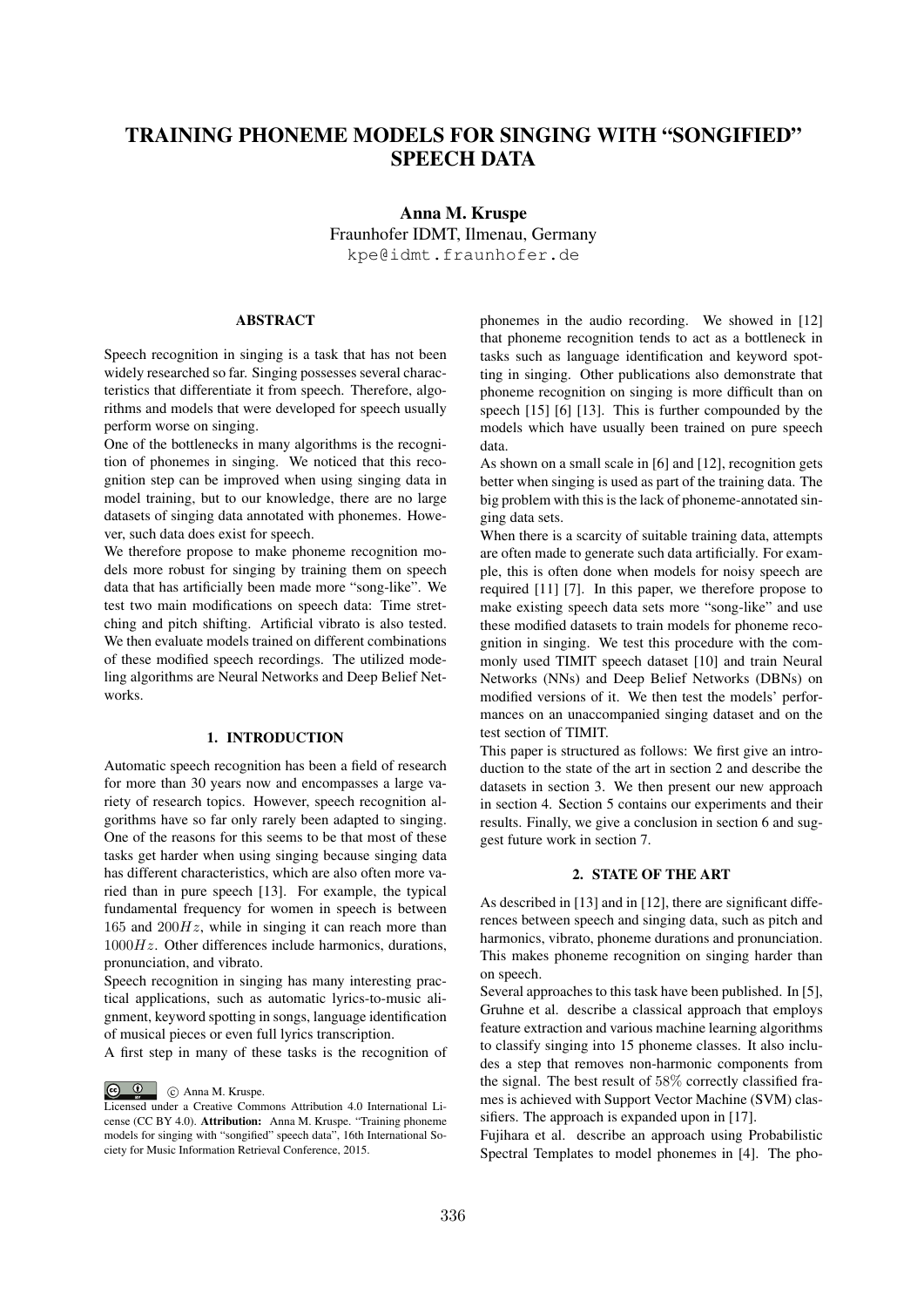# TRAINING PHONEME MODELS FOR SINGING WITH "SONGIFIED" SPEECH DATA

**Anna M. Kruspe**
Fraunhofer IDMT, Ilmenau, Germany
kpe@idmt.fraunhofer.de

## ABSTRACT

Speech recognition in singing is a task that has not been widely researched so far. Singing possesses several characteristics that differentiate it from speech. Therefore, algorithms and models that were developed for speech usually perform worse on singing.

One of the bottlenecks in many algorithms is the recognition of phonemes in singing. We noticed that this recognition step can be improved when using singing data in model training, but to our knowledge, there are no large datasets of singing data annotated with phonemes. However, such data does exist for speech.

We therefore propose to make phoneme recognition models more robust for singing by training them on speech data that has artificially been made more "song-like". We test two main modifications on speech data: Time stretching and pitch shifting. Artificial vibrato is also tested. We then evaluate models trained on different combinations of these modified speech recordings. The utilized modeling algorithms are Neural Networks and Deep Belief Networks.

## 1. INTRODUCTION

Automatic speech recognition has been a field of research for more than 30 years now and encompasses a large variety of research topics. However, speech recognition algorithms have so far only rarely been adapted to singing. One of the reasons for this seems to be that most of these tasks get harder when using singing because singing data has different characteristics, which are also often more varied than in pure speech [13]. For example, the typical fundamental frequency for women in speech is between 165 and $200Hz$, while in singing it can reach more than $1000Hz$. Other differences include harmonics, durations, pronunciation, and vibrato.

Speech recognition in singing has many interesting practical applications, such as automatic lyrics-to-music alignment, keyword spotting in songs, language identification of musical pieces or even full lyrics transcription.

A first step in many of these tasks is the recognition of phonemes in the audio recording. We showed in [12] that phoneme recognition tends to act as a bottleneck in tasks such as language identification and keyword spotting in singing. Other publications also demonstrate that phoneme recognition on singing is more difficult than on speech [15] [6] [13]. This is further compounded by the models which have usually been trained on pure speech data.

As shown on a small scale in [6] and [12], recognition gets better when singing is used as part of the training data. The big problem with this is the lack of phoneme-annotated singing data sets.

When there is a scarcity of suitable training data, attempts are often made to generate such data artificially. For example, this is often done when models for noisy speech are required [11] [7]. In this paper, we therefore propose to make existing speech data sets more "song-like" and use these modified datasets to train models for phoneme recognition in singing. We test this procedure with the commonly used TIMIT speech dataset [10] and train Neural Networks (NNs) and Deep Belief Networks (DBNs) on modified versions of it. We then test the models' performances on an unaccompanied singing dataset and on the test section of TIMIT.

This paper is structured as follows: We first give an introduction to the state of the art in section 2 and describe the datasets in section 3. We then present our new approach in section 4. Section 5 contains our experiments and their results. Finally, we give a conclusion in section 6 and suggest future work in section 7.

## 2. STATE OF THE ART

As described in [13] and in [12], there are significant differences between speech and singing data, such as pitch and harmonics, vibrato, phoneme durations and pronunciation. This makes phoneme recognition on singing harder than on speech.

Several approaches to this task have been published. In [5], Gruhne et al. describe a classical approach that employs feature extraction and various machine learning algorithms to classify singing into 15 phoneme classes. It also includes a step that removes non-harmonic components from the signal. The best result of 58% correctly classified frames is achieved with Support Vector Machine (SVM) classifiers. The approach is expanded upon in [17].

Fujihara et al. describe an approach using Probabilistic Spectral Templates to model phonemes in [4]. The pho-

© Anna M. Kruspe.
Licensed under a Creative Commons Attribution 4.0 International License (CC BY 4.0). **Attribution:** Anna M. Kruspe. "Training phoneme models for singing with "songified" speech data", 16th International Society for Music Information Retrieval Conference, 2015.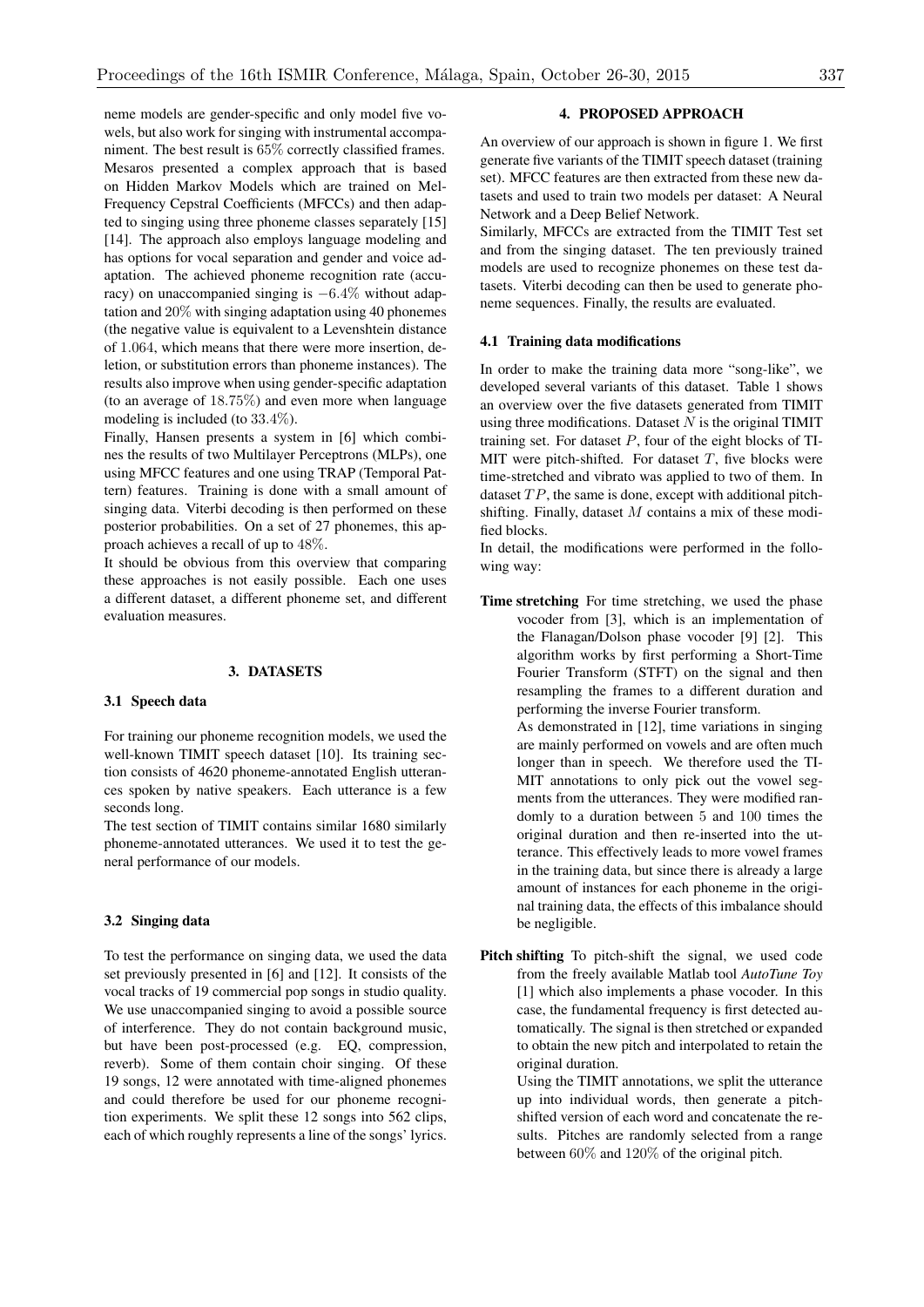neme models are gender-specific and only model five vowels, but also work for singing with instrumental accompaniment. The best result is 65% correctly classified frames. Mesaros presented a complex approach that is based on Hidden Markov Models which are trained on Mel-Frequency Cepstral Coefficients (MFCCs) and then adapted to singing using three phoneme classes separately [15] [14]. The approach also employs language modeling and has options for vocal separation and gender and voice adaptation. The achieved phoneme recognition rate (accuracy) on unaccompanied singing is $-6.4\%$ without adaptation and 20% with singing adaptation using 40 phonemes (the negative value is equivalent to a Levenshtein distance of 1.064, which means that there were more insertion, deletion, or substitution errors than phoneme instances). The results also improve when using gender-specific adaptation (to an average of 18.75%) and even more when language modeling is included (to 33.4%).

Finally, Hansen presents a system in [6] which combines the results of two Multilayer Perceptrons (MLPs), one using MFCC features and one using TRAP (Temporal Pattern) features. Training is done with a small amount of singing data. Viterbi decoding is then performed on these posterior probabilities. On a set of 27 phonemes, this approach achieves a recall of up to 48%.

It should be obvious from this overview that comparing these approaches is not easily possible. Each one uses a different dataset, a different phoneme set, and different evaluation measures.

## 3. DATASETS

### 3.1 Speech data

For training our phoneme recognition models, we used the well-known TIMIT speech dataset [10]. Its training section consists of 4620 phoneme-annotated English utterances spoken by native speakers. Each utterance is a few seconds long.

The test section of TIMIT contains similar 1680 similarly phoneme-annotated utterances. We used it to test the general performance of our models.

### 3.2 Singing data

To test the performance on singing data, we used the data set previously presented in [6] and [12]. It consists of the vocal tracks of 19 commercial pop songs in studio quality. We use unaccompanied singing to avoid a possible source of interference. They do not contain background music, but have been post-processed (e.g. EQ, compression, reverb). Some of them contain choir singing. Of these 19 songs, 12 were annotated with time-aligned phonemes and could therefore be used for our phoneme recognition experiments. We split these 12 songs into 562 clips, each of which roughly represents a line of the songs' lyrics.

## 4. PROPOSED APPROACH

An overview of our approach is shown in figure 1. We first generate five variants of the TIMIT speech dataset (training set). MFCC features are then extracted from these new datasets and used to train two models per dataset: A Neural Network and a Deep Belief Network.

Similarly, MFCCs are extracted from the TIMIT Test set and from the singing dataset. The ten previously trained models are used to recognize phonemes on these test datasets. Viterbi decoding can then be used to generate phoneme sequences. Finally, the results are evaluated.

### 4.1 Training data modifications

In order to make the training data more "song-like", we developed several variants of this dataset. Table 1 shows an overview over the five datasets generated from TIMIT using three modifications. Dataset $N$ is the original TIMIT training set. For dataset $P$, four of the eight blocks of TIMIT were pitch-shifted. For dataset $T$, five blocks were time-stretched and vibrato was applied to two of them. In dataset $TP$, the same is done, except with additional pitch-shifting. Finally, dataset $M$ contains a mix of these modified blocks.

In detail, the modifications were performed in the following way:

**Time stretching** For time stretching, we used the phase vocoder from [3], which is an implementation of the Flanagan/Dolson phase vocoder [9] [2]. This algorithm works by first performing a Short-Time Fourier Transform (STFT) on the signal and then resampling the frames to a different duration and performing the inverse Fourier transform.

As demonstrated in [12], time variations in singing are mainly performed on vowels and are often much longer than in speech. We therefore used the TIMIT annotations to only pick out the vowel segments from the utterances. They were modified randomly to a duration between 5 and 100 times the original duration and then re-inserted into the utterance. This effectively leads to more vowel frames in the training data, but since there is already a large amount of instances for each phoneme in the original training data, the effects of this imbalance should be negligible.

**Pitch shifting** To pitch-shift the signal, we used code from the freely available Matlab tool *AutoTune Toy* [1] which also implements a phase vocoder. In this case, the fundamental frequency is first detected automatically. The signal is then stretched or expanded to obtain the new pitch and interpolated to retain the original duration.

Using the TIMIT annotations, we split the utterance up into individual words, then generate a pitch-shifted version of each word and concatenate the results. Pitches are randomly selected from a range between 60% and 120% of the original pitch.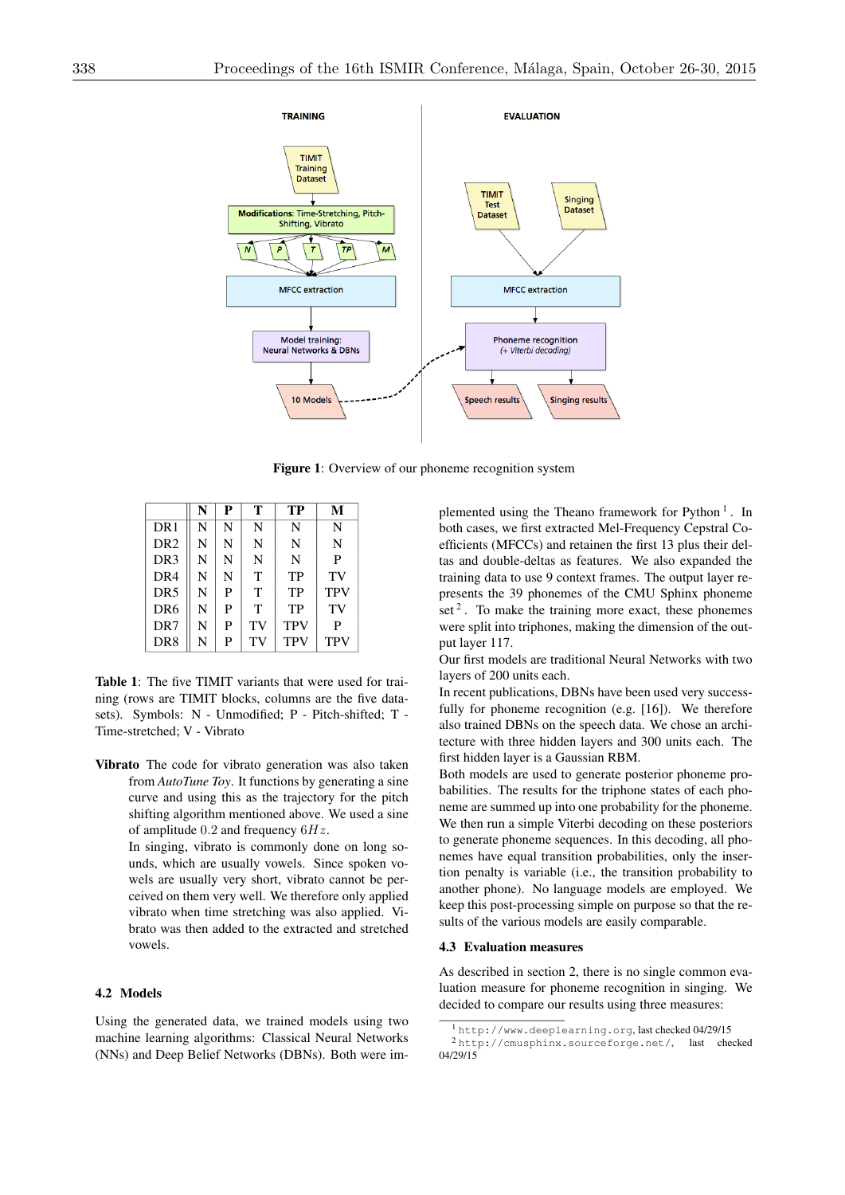**Figure 1**: Overview of our phoneme recognition system

|  | N | P | T | TP | M |
|---|---|---|---|---|---|
| DR1 | N | N | N | N | N |
| DR2 | N | N | N | N | N |
| DR3 | N | N | N | N | P |
| DR4 | N | N | T | TP | TV |
| DR5 | N | P | T | TP | TPV |
| DR6 | N | P | T | TP | TV |
| DR7 | N | P | TV | TPV | P |
| DR8 | N | P | TV | TPV | TPV |

**Table 1**: The five TIMIT variants that were used for training (rows are TIMIT blocks, columns are the five datasets). Symbols: N - Unmodified; P - Pitch-shifted; T - Time-stretched; V - Vibrato

**Vibrato** The code for vibrato generation was also taken from *AutoTune Toy*. It functions by generating a sine curve and using this as the trajectory for the pitch shifting algorithm mentioned above. We used a sine of amplitude 0.2 and frequency $6Hz$.

In singing, vibrato is commonly done on long sounds, which are usually vowels. Since spoken vowels are usually very short, vibrato cannot be perceived on them very well. We therefore only applied vibrato when time stretching was also applied. Vibrato was then added to the extracted and stretched vowels.

### 4.2 Models

Using the generated data, we trained models using two machine learning algorithms: Classical Neural Networks (NNs) and Deep Belief Networks (DBNs). Both were implemented using the Theano framework for Python [1]. In both cases, we first extracted Mel-Frequency Cepstral Coefficients (MFCCs) and retainen the first 13 plus their deltas and double-deltas as features. We also expanded the training data to use 9 context frames. The output layer represents the 39 phonemes of the CMU Sphinx phoneme set [2]. To make the training more exact, these phonemes were split into triphones, making the dimension of the output layer 117.

Our first models are traditional Neural Networks with two layers of 200 units each.

In recent publications, DBNs have been used very successfully for phoneme recognition (e.g. [16]). We therefore also trained DBNs on the speech data. We chose an architecture with three hidden layers and 300 units each. The first hidden layer is a Gaussian RBM.

Both models are used to generate posterior phoneme probabilities. The results for the triphone states of each phoneme are summed up into one probability for the phoneme.

We then run a simple Viterbi decoding on these posteriors to generate phoneme sequences. In this decoding, all phonemes have equal transition probabilities, only the insertion penalty is variable (i.e., the transition probability to another phone). No language models are employed. We keep this post-processing simple on purpose so that the results of the various models are easily comparable.

### 4.3 Evaluation measures

As described in section 2, there is no single common evaluation measure for phoneme recognition in singing. We decided to compare our results using three measures:

[1] http://www.deeplearning.org, last checked 04/29/15

[2] http://cmusphinx.sourceforge.net/, last checked 04/29/15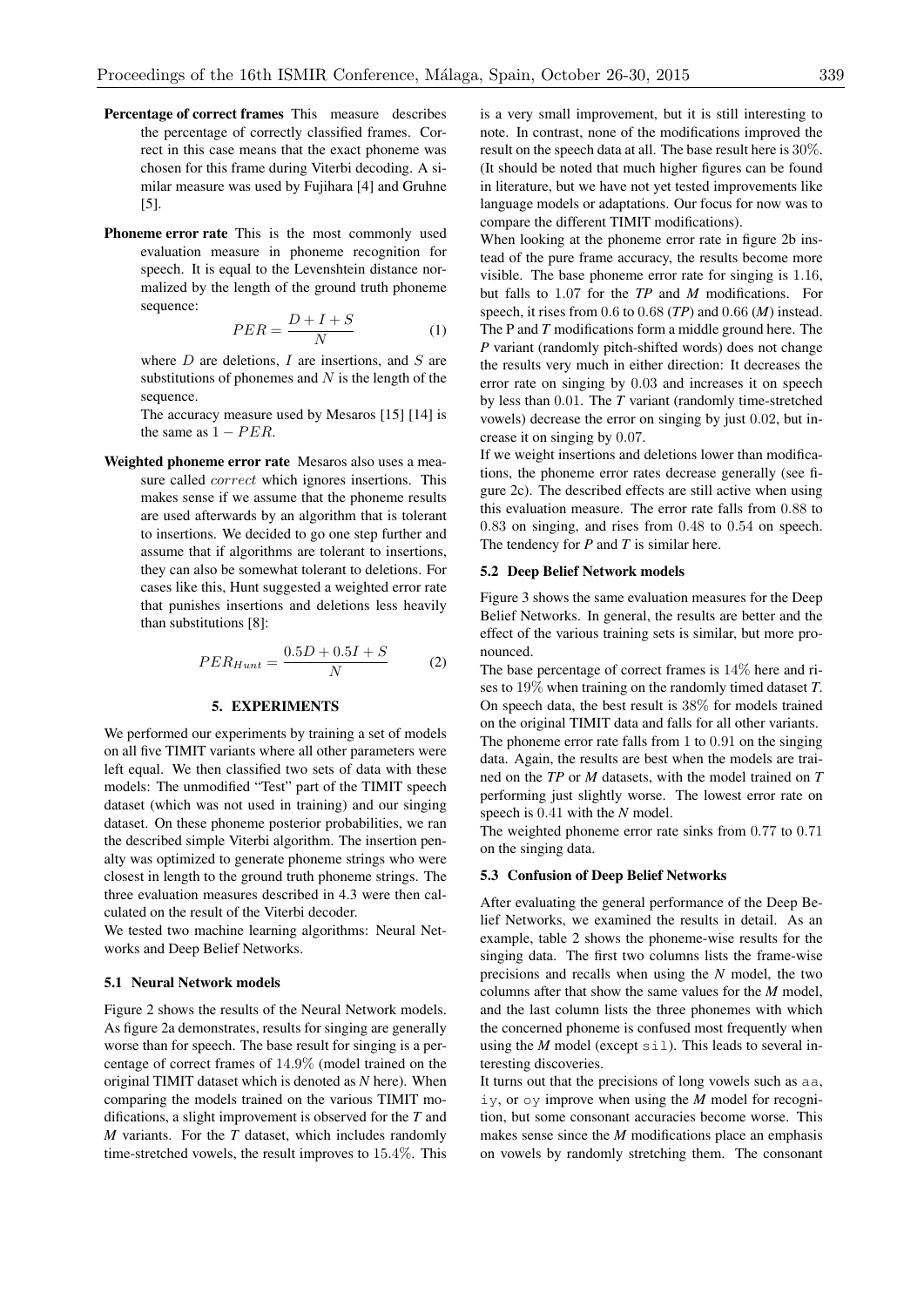**Percentage of correct frames** This measure describes the percentage of correctly classified frames. Correct in this case means that the exact phoneme was chosen for this frame during Viterbi decoding. A similar measure was used by Fujihara [4] and Gruhne [5].

**Phoneme error rate** This is the most commonly used evaluation measure in phoneme recognition for speech. It is equal to the Levenshtein distance normalized by the length of the ground truth phoneme sequence:

$$PER = \frac{D + I + S}{N} \tag{1}$$

where $D$ are deletions, $I$ are insertions, and $S$ are substitutions of phonemes and $N$ is the length of the sequence.

The accuracy measure used by Mesaros [15] [14] is the same as $1 - PER$.

**Weighted phoneme error rate** Mesaros also uses a measure called $correct$ which ignores insertions. This makes sense if we assume that the phoneme results are used afterwards by an algorithm that is tolerant to insertions. We decided to go one step further and assume that if algorithms are tolerant to insertions, they can also be somewhat tolerant to deletions. For cases like this, Hunt suggested a weighted error rate that punishes insertions and deletions less heavily than substitutions [8]:

$$PER_{Hunt} = \frac{0.5D + 0.5I + S}{N} \tag{2}$$

## 5. EXPERIMENTS

We performed our experiments by training a set of models on all five TIMIT variants where all other parameters were left equal. We then classified two sets of data with these models: The unmodified "Test" part of the TIMIT speech dataset (which was not used in training) and our singing dataset. On these phoneme posterior probabilities, we ran the described simple Viterbi algorithm. The insertion penalty was optimized to generate phoneme strings who were closest in length to the ground truth phoneme strings. The three evaluation measures described in 4.3 were then calculated on the result of the Viterbi decoder.

We tested two machine learning algorithms: Neural Networks and Deep Belief Networks.

### 5.1 Neural Network models

Figure 2 shows the results of the Neural Network models. As figure 2a demonstrates, results for singing are generally worse than for speech. The base result for singing is a percentage of correct frames of $14.9\%$ (model trained on the original TIMIT dataset which is denoted as *N* here). When comparing the models trained on the various TIMIT modifications, a slight improvement is observed for the *T* and *M* variants. For the *T* dataset, which includes randomly time-stretched vowels, the result improves to $15.4\%$. This is a very small improvement, but it is still interesting to note. In contrast, none of the modifications improved the result on the speech data at all. The base result here is $30\%$. (It should be noted that much higher figures can be found in literature, but we have not yet tested improvements like language models or adaptations. Our focus for now was to compare the different TIMIT modifications).

When looking at the phoneme error rate in figure 2b instead of the pure frame accuracy, the results become more visible. The base phoneme error rate for singing is $1.16$, but falls to $1.07$ for the *TP* and *M* modifications. For speech, it rises from $0.6$ to $0.68$ (*TP*) and $0.66$ (*M*) instead. The P and *T* modifications form a middle ground here. The *P* variant (randomly pitch-shifted words) does not change the results very much in either direction: It decreases the error rate on singing by $0.03$ and increases it on speech by less than $0.01$. The *T* variant (randomly time-stretched vowels) decrease the error on singing by just $0.02$, but increase it on singing by $0.07$.

If we weight insertions and deletions lower than modifications, the phoneme error rates decrease generally (see figure 2c). The described effects are still active when using this evaluation measure. The error rate falls from $0.88$ to $0.83$ on singing, and rises from $0.48$ to $0.54$ on speech. The tendency for *P* and *T* is similar here.

### 5.2 Deep Belief Network models

Figure 3 shows the same evaluation measures for the Deep Belief Networks. In general, the results are better and the effect of the various training sets is similar, but more pronounced.

The base percentage of correct frames is $14\%$ here and rises to $19\%$ when training on the randomly timed dataset *T*. On speech data, the best result is $38\%$ for models trained on the original TIMIT data and falls for all other variants.

The phoneme error rate falls from $1$ to $0.91$ on the singing data. Again, the results are best when the models are trained on the *TP* or *M* datasets, with the model trained on *T* performing just slightly worse. The lowest error rate on speech is $0.41$ with the *N* model.

The weighted phoneme error rate sinks from $0.77$ to $0.71$ on the singing data.

### 5.3 Confusion of Deep Belief Networks

After evaluating the general performance of the Deep Belief Networks, we examined the results in detail. As an example, table 2 shows the phoneme-wise results for the singing data. The first two columns lists the frame-wise precisions and recalls when using the *N* model, the two columns after that show the same values for the *M* model, and the last column lists the three phonemes with which the concerned phoneme is confused most frequently when using the *M* model (except `sil`). This leads to several interesting discoveries.

It turns out that the precisions of long vowels such as `aa`, `iy`, or `oy` improve when using the *M* model for recognition, but some consonant accuracies become worse. This makes sense since the *M* modifications place an emphasis on vowels by randomly stretching them. The consonant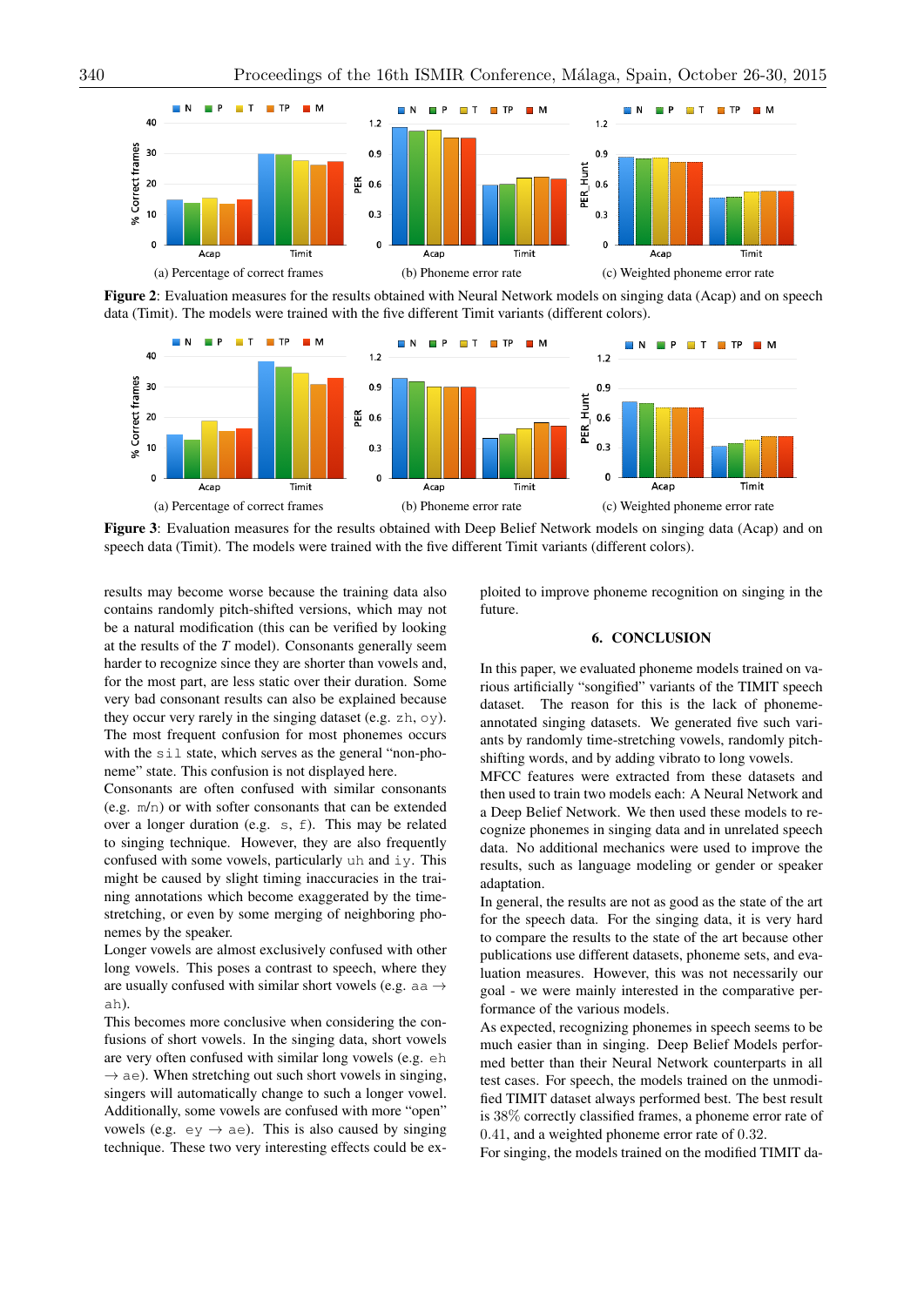(a) Percentage of correct frames

(b) Phoneme error rate

(c) Weighted phoneme error rate

**Figure 2**: Evaluation measures for the results obtained with Neural Network models on singing data (Acap) and on speech data (Timit). The models were trained with the five different Timit variants (different colors).

(a) Percentage of correct frames

(b) Phoneme error rate

(c) Weighted phoneme error rate

**Figure 3**: Evaluation measures for the results obtained with Deep Belief Network models on singing data (Acap) and on speech data (Timit). The models were trained with the five different Timit variants (different colors).

results may become worse because the training data also contains randomly pitch-shifted versions, which may not be a natural modification (this can be verified by looking at the results of the *T* model). Consonants generally seem harder to recognize since they are shorter than vowels and, for the most part, are less static over their duration. Some very bad consonant results can also be explained because they occur very rarely in the singing dataset (e.g. zh, oy). The most frequent confusion for most phonemes occurs with the sil state, which serves as the general "non-phoneme" state. This confusion is not displayed here.

Consonants are often confused with similar consonants (e.g. m/n) or with softer consonants that can be extended over a longer duration (e.g. s, f). This may be related to singing technique. However, they are also frequently confused with some vowels, particularly uh and iy. This might be caused by slight timing inaccuracies in the training annotations which become exaggerated by the time-stretching, or even by some merging of neighboring phonemes by the speaker.

Longer vowels are almost exclusively confused with other long vowels. This poses a contrast to speech, where they are usually confused with similar short vowels (e.g. aa $\rightarrow$ ah).

This becomes more conclusive when considering the confusions of short vowels. In the singing data, short vowels are very often confused with similar long vowels (e.g. eh $\rightarrow$ ae). When stretching out such short vowels in singing, singers will automatically change to such a longer vowel. Additionally, some vowels are confused with more "open" vowels (e.g. ey $\rightarrow$ ae). This is also caused by singing technique. These two very interesting effects could be exploited to improve phoneme recognition on singing in the future.

## 6. CONCLUSION

In this paper, we evaluated phoneme models trained on various artificially "songified" variants of the TIMIT speech dataset. The reason for this is the lack of phoneme-annotated singing datasets. We generated five such variants by randomly time-stretching vowels, randomly pitch-shifting words, and by adding vibrato to long vowels.

MFCC features were extracted from these datasets and then used to train two models each: A Neural Network and a Deep Belief Network. We then used these models to recognize phonemes in singing data and in unrelated speech data. No additional mechanics were used to improve the results, such as language modeling or gender or speaker adaptation.

In general, the results are not as good as the state of the art for the speech data. For the singing data, it is very hard to compare the results to the state of the art because other publications use different datasets, phoneme sets, and evaluation measures. However, this was not necessarily our goal - we were mainly interested in the comparative performance of the various models.

As expected, recognizing phonemes in speech seems to be much easier than in singing. Deep Belief Models performed better than their Neural Network counterparts in all test cases. For speech, the models trained on the unmodified TIMIT dataset always performed best. The best result is 38% correctly classified frames, a phoneme error rate of $0.41$, and a weighted phoneme error rate of $0.32$.

For singing, the models trained on the modified TIMIT da-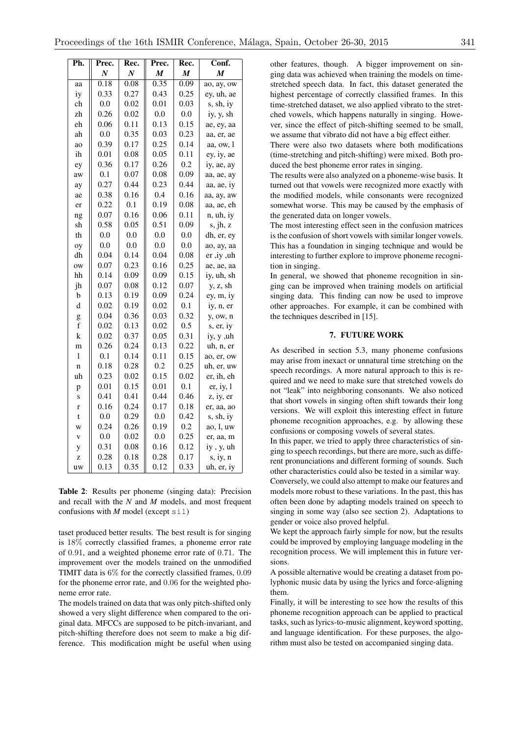| Ph. | Prec. *N* | Rec. *N* | Prec. *M* | Rec. *M* | Conf. *M* |
|---|---|---|---|---|---|
| aa | 0.18 | 0.08 | 0.35 | 0.09 | ao, ay, ow |
| iy | 0.33 | 0.27 | 0.43 | 0.25 | ey, uh, ae |
| ch | 0.0 | 0.02 | 0.01 | 0.03 | s, sh, iy |
| zh | 0.26 | 0.02 | 0.0 | 0.0 | iy, y, sh |
| eh | 0.06 | 0.11 | 0.13 | 0.15 | ae, ey, aa |
| ah | 0.0 | 0.35 | 0.03 | 0.23 | aa, er, ae |
| ao | 0.39 | 0.17 | 0.25 | 0.14 | aa, ow, l |
| ih | 0.01 | 0.08 | 0.05 | 0.11 | ey, iy, ae |
| ey | 0.36 | 0.17 | 0.26 | 0.2 | iy, ae, ay |
| aw | 0.1 | 0.07 | 0.08 | 0.09 | aa, ae, ay |
| ay | 0.27 | 0.44 | 0.23 | 0.44 | aa, ae, iy |
| ae | 0.38 | 0.16 | 0.4 | 0.16 | aa, ay, aw |
| er | 0.22 | 0.1 | 0.19 | 0.08 | aa, ae, eh |
| ng | 0.07 | 0.16 | 0.06 | 0.11 | n, uh, iy |
| sh | 0.58 | 0.05 | 0.51 | 0.09 | s, jh, z |
| th | 0.0 | 0.0 | 0.0 | 0.0 | dh, er, ey |
| oy | 0.0 | 0.0 | 0.0 | 0.0 | ao, ay, aa |
| dh | 0.04 | 0.14 | 0.04 | 0.08 | er ,iy ,uh |
| ow | 0.07 | 0.23 | 0.16 | 0.25 | ae, ae, aa |
| hh | 0.14 | 0.09 | 0.09 | 0.15 | iy, uh, sh |
| jh | 0.07 | 0.08 | 0.12 | 0.07 | y, z, sh |
| b | 0.13 | 0.19 | 0.09 | 0.24 | ey, m, iy |
| d | 0.02 | 0.19 | 0.02 | 0.1 | iy, n, er |
| g | 0.04 | 0.36 | 0.03 | 0.32 | y, ow, n |
| f | 0.02 | 0.13 | 0.02 | 0.5 | s, er, iy |
| k | 0.02 | 0.37 | 0.05 | 0.31 | iy, y ,uh |
| m | 0.26 | 0.24 | 0.13 | 0.22 | uh, n, er |
| l | 0.1 | 0.14 | 0.11 | 0.15 | ao, er, ow |
| n | 0.18 | 0.28 | 0.2 | 0.25 | uh, er, uw |
| uh | 0.23 | 0.02 | 0.15 | 0.02 | er, ih, eh |
| p | 0.01 | 0.15 | 0.01 | 0.1 | er, iy, l |
| s | 0.41 | 0.41 | 0.44 | 0.46 | z, iy, er |
| r | 0.16 | 0.24 | 0.17 | 0.18 | er, aa, ao |
| t | 0.0 | 0.29 | 0.0 | 0.42 | s, sh, iy |
| w | 0.24 | 0.26 | 0.19 | 0.2 | ao, l, uw |
| v | 0.0 | 0.02 | 0.0 | 0.25 | er, aa, m |
| y | 0.31 | 0.08 | 0.16 | 0.12 | iy , y, uh |
| z | 0.28 | 0.18 | 0.28 | 0.17 | s, iy, n |
| uw | 0.13 | 0.35 | 0.12 | 0.33 | uh, er, iy |

**Table 2**: Results per phoneme (singing data): Precision and recall with the *N* and *M* models, and most frequent confusions with *M* model (except `sil`)

taset produced better results. The best result is for singing is 18% correctly classified frames, a phoneme error rate of 0.91, and a weighted phoneme error rate of 0.71. The improvement over the models trained on the unmodified TIMIT data is 6% for the correctly classified frames, 0.09 for the phoneme error rate, and 0.06 for the weighted phoneme error rate.

The models trained on data that was only pitch-shifted only showed a very slight difference when compared to the original data. MFCCs are supposed to be pitch-invariant, and pitch-shifting therefore does not seem to make a big difference. This modification might be useful when using other features, though. A bigger improvement on singing data was achieved when training the models on time-stretched speech data. In fact, this dataset generated the highest percentage of correctly classified frames. In this time-stretched dataset, we also applied vibrato to the stretched vowels, which happens naturally in singing. However, since the effect of pitch-shifting seemed to be small, we assume that vibrato did not have a big effect either.

There were also two datasets where both modifications (time-stretching and pitch-shifting) were mixed. Both produced the best phoneme error rates in singing.

The results were also analyzed on a phoneme-wise basis. It turned out that vowels were recognized more exactly with the modified models, while consonants were recognized somewhat worse. This may be caused by the emphasis of the generated data on longer vowels.

The most interesting effect seen in the confusion matrices is the confusion of short vowels with similar longer vowels. This has a foundation in singing technique and would be interesting to further explore to improve phoneme recognition in singing.

In general, we showed that phoneme recognition in singing can be improved when training models on artificial singing data. This finding can now be used to improve other approaches. For example, it can be combined with the techniques described in [15].

## 7. FUTURE WORK

As described in section 5.3, many phoneme confusions may arise from inexact or unnatural time stretching on the speech recordings. A more natural approach to this is required and we need to make sure that stretched vowels do not "leak" into neighboring consonants. We also noticed that short vowels in singing often shift towards their long versions. We will exploit this interesting effect in future phoneme recognition approaches, e.g. by allowing these confusions or composing vowels of several states.

In this paper, we tried to apply three characteristics of singing to speech recordings, but there are more, such as different pronunciations and different forming of sounds. Such other characteristics could also be tested in a similar way.

Conversely, we could also attempt to make our features and models more robust to these variations. In the past, this has often been done by adapting models trained on speech to singing in some way (also see section 2). Adaptations to gender or voice also proved helpful.

We kept the approach fairly simple for now, but the results could be improved by employing language modeling in the recognition process. We will implement this in future versions.

A possible alternative would be creating a dataset from polyphonic music data by using the lyrics and force-aligning them.

Finally, it will be interesting to see how the results of this phoneme recognition approach can be applied to practical tasks, such as lyrics-to-music alignment, keyword spotting, and language identification. For these purposes, the algorithm must also be tested on accompanied singing data.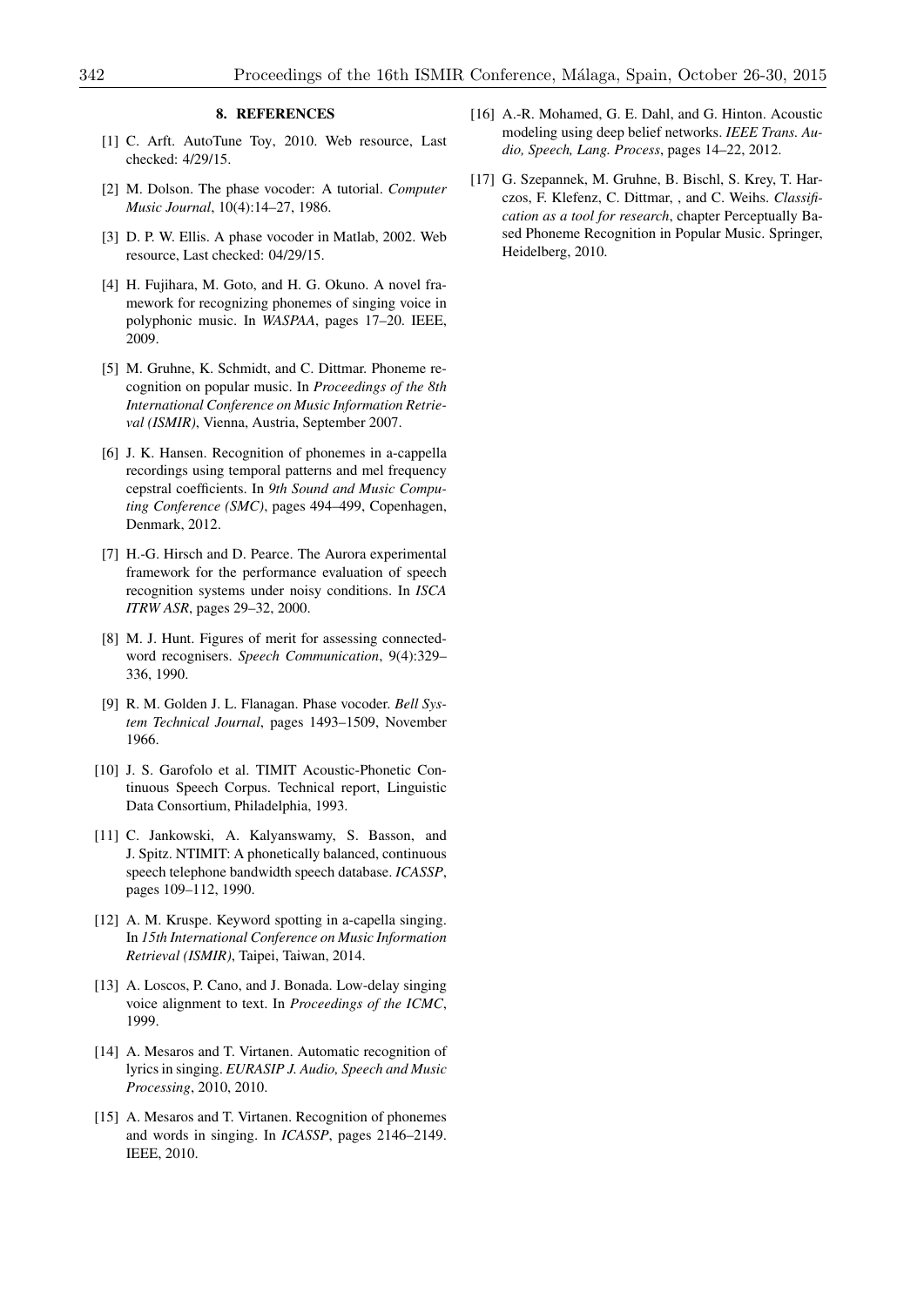## 8. REFERENCES

[1] C. Arft. AutoTune Toy, 2010. Web resource, Last checked: 4/29/15.

[2] M. Dolson. The phase vocoder: A tutorial. *Computer Music Journal*, 10(4):14–27, 1986.

[3] D. P. W. Ellis. A phase vocoder in Matlab, 2002. Web resource, Last checked: 04/29/15.

[4] H. Fujihara, M. Goto, and H. G. Okuno. A novel framework for recognizing phonemes of singing voice in polyphonic music. In *WASPAA*, pages 17–20. IEEE, 2009.

[5] M. Gruhne, K. Schmidt, and C. Dittmar. Phoneme recognition on popular music. In *Proceedings of the 8th International Conference on Music Information Retrieval (ISMIR)*, Vienna, Austria, September 2007.

[6] J. K. Hansen. Recognition of phonemes in a-cappella recordings using temporal patterns and mel frequency cepstral coefficients. In *9th Sound and Music Computing Conference (SMC)*, pages 494–499, Copenhagen, Denmark, 2012.

[7] H.-G. Hirsch and D. Pearce. The Aurora experimental framework for the performance evaluation of speech recognition systems under noisy conditions. In *ISCA ITRW ASR*, pages 29–32, 2000.

[8] M. J. Hunt. Figures of merit for assessing connected-word recognisers. *Speech Communication*, 9(4):329–336, 1990.

[9] R. M. Golden J. L. Flanagan. Phase vocoder. *Bell System Technical Journal*, pages 1493–1509, November 1966.

[10] J. S. Garofolo et al. TIMIT Acoustic-Phonetic Continuous Speech Corpus. Technical report, Linguistic Data Consortium, Philadelphia, 1993.

[11] C. Jankowski, A. Kalyanswamy, S. Basson, and J. Spitz. NTIMIT: A phonetically balanced, continuous speech telephone bandwidth speech database. *ICASSP*, pages 109–112, 1990.

[12] A. M. Kruspe. Keyword spotting in a-capella singing. In *15th International Conference on Music Information Retrieval (ISMIR)*, Taipei, Taiwan, 2014.

[13] A. Loscos, P. Cano, and J. Bonada. Low-delay singing voice alignment to text. In *Proceedings of the ICMC*, 1999.

[14] A. Mesaros and T. Virtanen. Automatic recognition of lyrics in singing. *EURASIP J. Audio, Speech and Music Processing*, 2010, 2010.

[15] A. Mesaros and T. Virtanen. Recognition of phonemes and words in singing. In *ICASSP*, pages 2146–2149. IEEE, 2010.

[16] A.-R. Mohamed, G. E. Dahl, and G. Hinton. Acoustic modeling using deep belief networks. *IEEE Trans. Audio, Speech, Lang. Process*, pages 14–22, 2012.

[17] G. Szepannek, M. Gruhne, B. Bischl, S. Krey, T. Harczos, F. Klefenz, C. Dittmar, , and C. Weihs. *Classification as a tool for research*, chapter Perceptually Based Phoneme Recognition in Popular Music. Springer, Heidelberg, 2010.